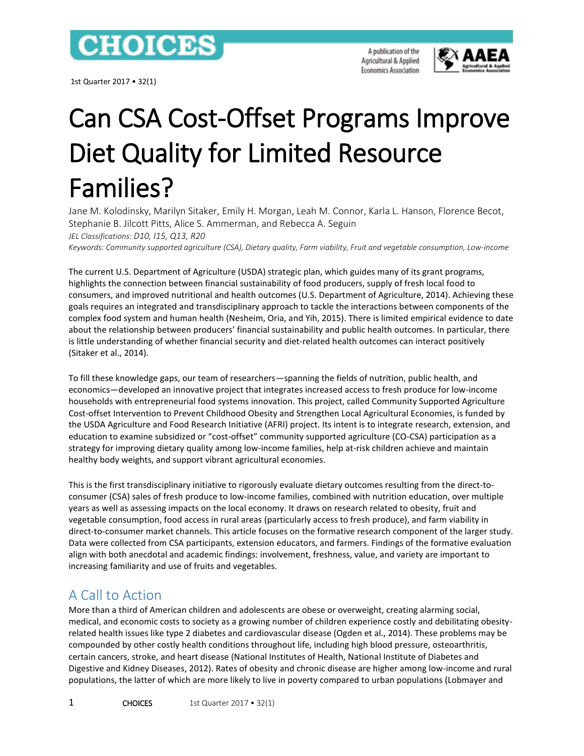# Can CSA Cost-Offset Programs Improve Diet Quality for Limited Resource Families?

Jane M. Kolodinsky, Marilyn Sitaker, Emily H. Morgan, Leah M. Connor, Karla L. Hanson, Florence Becot, Stephanie B. Jilcott Pitts, Alice S. Ammerman, and Rebecca A. Seguin

*JEL Classifications: D10, I15, Q13, R20*

*Keywords: Community supported agriculture (CSA), Dietary quality, Farm viability, Fruit and vegetable consumption, Low-income*

The current U.S. Department of Agriculture (USDA) strategic plan, which guides many of its grant programs, highlights the connection between financial sustainability of food producers, supply of fresh local food to consumers, and improved nutritional and health outcomes (U.S. Department of Agriculture, 2014). Achieving these goals requires an integrated and transdisciplinary approach to tackle the interactions between components of the complex food system and human health (Nesheim, Oria, and Yih, 2015). There is limited empirical evidence to date about the relationship between producers' financial sustainability and public health outcomes. In particular, there is little understanding of whether financial security and diet-related health outcomes can interact positively (Sitaker et al., 2014).

To fill these knowledge gaps, our team of researchers—spanning the fields of nutrition, public health, and economics—developed an innovative project that integrates increased access to fresh produce for low-income households with entrepreneurial food systems innovation. This project, called Community Supported Agriculture Cost-offset Intervention to Prevent Childhood Obesity and Strengthen Local Agricultural Economies, is funded by the USDA Agriculture and Food Research Initiative (AFRI) project. Its intent is to integrate research, extension, and education to examine subsidized or "cost-offset" community supported agriculture (CO-CSA) participation as a strategy for improving dietary quality among low-income families, help at-risk children achieve and maintain healthy body weights, and support vibrant agricultural economies.

This is the first transdisciplinary initiative to rigorously evaluate dietary outcomes resulting from the direct-to-consumer (CSA) sales of fresh produce to low-income families, combined with nutrition education, over multiple years as well as assessing impacts on the local economy. It draws on research related to obesity, fruit and vegetable consumption, food access in rural areas (particularly access to fresh produce), and farm viability in direct-to-consumer market channels. This article focuses on the formative research component of the larger study. Data were collected from CSA participants, extension educators, and farmers. Findings of the formative evaluation align with both anecdotal and academic findings: involvement, freshness, value, and variety are important to increasing familiarity and use of fruits and vegetables.

## A Call to Action

More than a third of American children and adolescents are obese or overweight, creating alarming social, medical, and economic costs to society as a growing number of children experience costly and debilitating obesity-related health issues like type 2 diabetes and cardiovascular disease (Ogden et al., 2014). These problems may be compounded by other costly health conditions throughout life, including high blood pressure, osteoarthritis, certain cancers, stroke, and heart disease (National Institutes of Health, National Institute of Diabetes and Digestive and Kidney Diseases, 2012). Rates of obesity and chronic disease are higher among low-income and rural populations, the latter of which are more likely to live in poverty compared to urban populations (Lobmayer and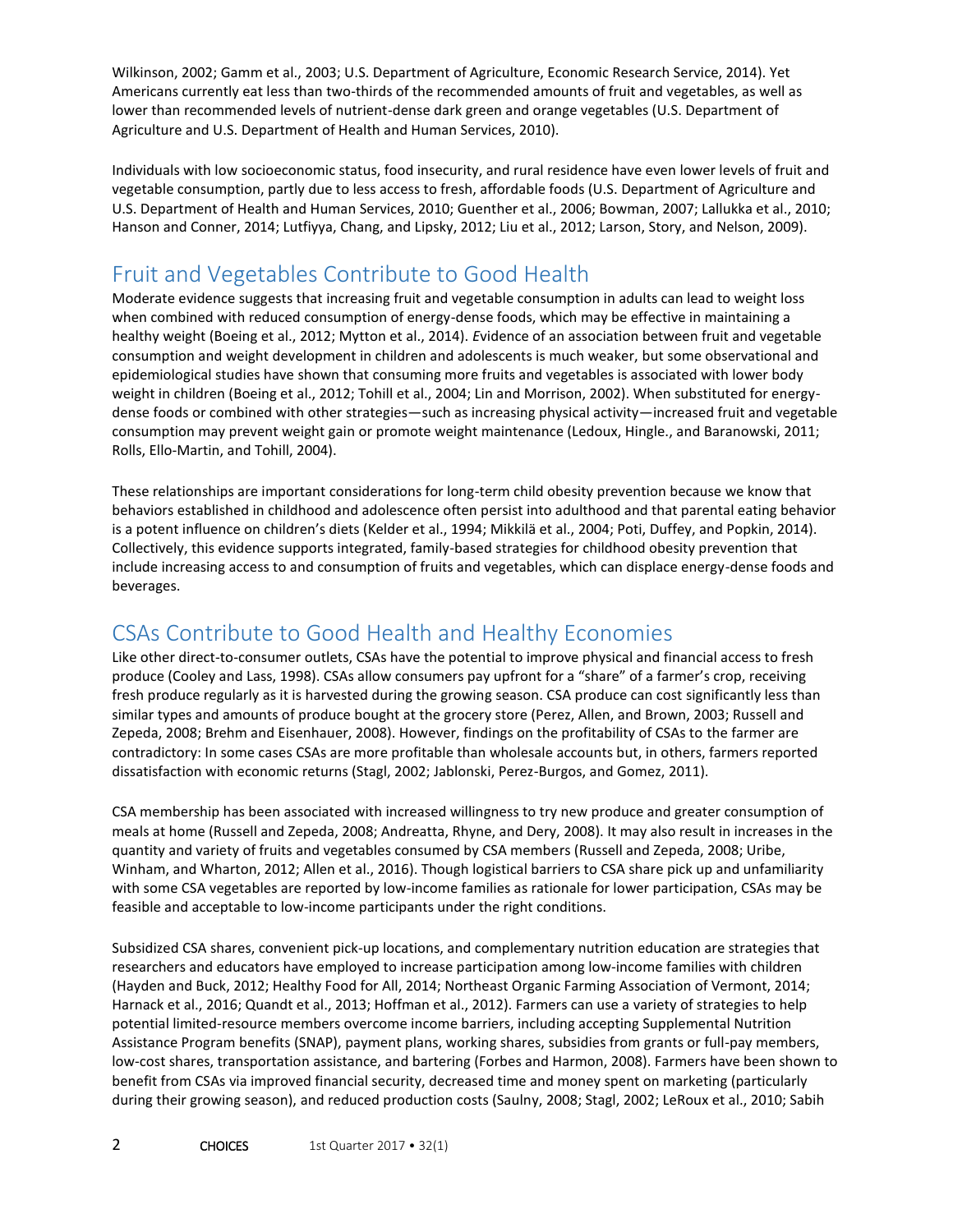Wilkinson, 2002; Gamm et al., 2003; U.S. Department of Agriculture, Economic Research Service, 2014). Yet Americans currently eat less than two-thirds of the recommended amounts of fruit and vegetables, as well as lower than recommended levels of nutrient-dense dark green and orange vegetables (U.S. Department of Agriculture and U.S. Department of Health and Human Services, 2010).

Individuals with low socioeconomic status, food insecurity, and rural residence have even lower levels of fruit and vegetable consumption, partly due to less access to fresh, affordable foods (U.S. Department of Agriculture and U.S. Department of Health and Human Services, 2010; Guenther et al., 2006; Bowman, 2007; Lallukka et al., 2010; Hanson and Conner, 2014; Lutfiyya, Chang, and Lipsky, 2012; Liu et al., 2012; Larson, Story, and Nelson, 2009).

## Fruit and Vegetables Contribute to Good Health

Moderate evidence suggests that increasing fruit and vegetable consumption in adults can lead to weight loss when combined with reduced consumption of energy-dense foods, which may be effective in maintaining a healthy weight (Boeing et al., 2012; Mytton et al., 2014). *E*vidence of an association between fruit and vegetable consumption and weight development in children and adolescents is much weaker, but some observational and epidemiological studies have shown that consuming more fruits and vegetables is associated with lower body weight in children (Boeing et al., 2012; Tohill et al., 2004; Lin and Morrison, 2002). When substituted for energy-dense foods or combined with other strategies—such as increasing physical activity—increased fruit and vegetable consumption may prevent weight gain or promote weight maintenance (Ledoux, Hingle., and Baranowski, 2011; Rolls, Ello-Martin, and Tohill, 2004).

These relationships are important considerations for long-term child obesity prevention because we know that behaviors established in childhood and adolescence often persist into adulthood and that parental eating behavior is a potent influence on children's diets (Kelder et al., 1994; Mikkilä et al., 2004; Poti, Duffey, and Popkin, 2014). Collectively, this evidence supports integrated, family-based strategies for childhood obesity prevention that include increasing access to and consumption of fruits and vegetables, which can displace energy-dense foods and beverages.

## CSAs Contribute to Good Health and Healthy Economies

Like other direct-to-consumer outlets, CSAs have the potential to improve physical and financial access to fresh produce (Cooley and Lass, 1998). CSAs allow consumers pay upfront for a "share" of a farmer's crop, receiving fresh produce regularly as it is harvested during the growing season. CSA produce can cost significantly less than similar types and amounts of produce bought at the grocery store (Perez, Allen, and Brown, 2003; Russell and Zepeda, 2008; Brehm and Eisenhauer, 2008). However, findings on the profitability of CSAs to the farmer are contradictory: In some cases CSAs are more profitable than wholesale accounts but, in others, farmers reported dissatisfaction with economic returns (Stagl, 2002; Jablonski, Perez-Burgos, and Gomez, 2011).

CSA membership has been associated with increased willingness to try new produce and greater consumption of meals at home (Russell and Zepeda, 2008; Andreatta, Rhyne, and Dery, 2008). It may also result in increases in the quantity and variety of fruits and vegetables consumed by CSA members (Russell and Zepeda, 2008; Uribe, Winham, and Wharton, 2012; Allen et al., 2016). Though logistical barriers to CSA share pick up and unfamiliarity with some CSA vegetables are reported by low-income families as rationale for lower participation, CSAs may be feasible and acceptable to low-income participants under the right conditions.

Subsidized CSA shares, convenient pick-up locations, and complementary nutrition education are strategies that researchers and educators have employed to increase participation among low-income families with children (Hayden and Buck, 2012; Healthy Food for All, 2014; Northeast Organic Farming Association of Vermont, 2014; Harnack et al., 2016; Quandt et al., 2013; Hoffman et al., 2012). Farmers can use a variety of strategies to help potential limited-resource members overcome income barriers, including accepting Supplemental Nutrition Assistance Program benefits (SNAP), payment plans, working shares, subsidies from grants or full-pay members, low-cost shares, transportation assistance, and bartering (Forbes and Harmon, 2008). Farmers have been shown to benefit from CSAs via improved financial security, decreased time and money spent on marketing (particularly during their growing season), and reduced production costs (Saulny, 2008; Stagl, 2002; LeRoux et al., 2010; Sabih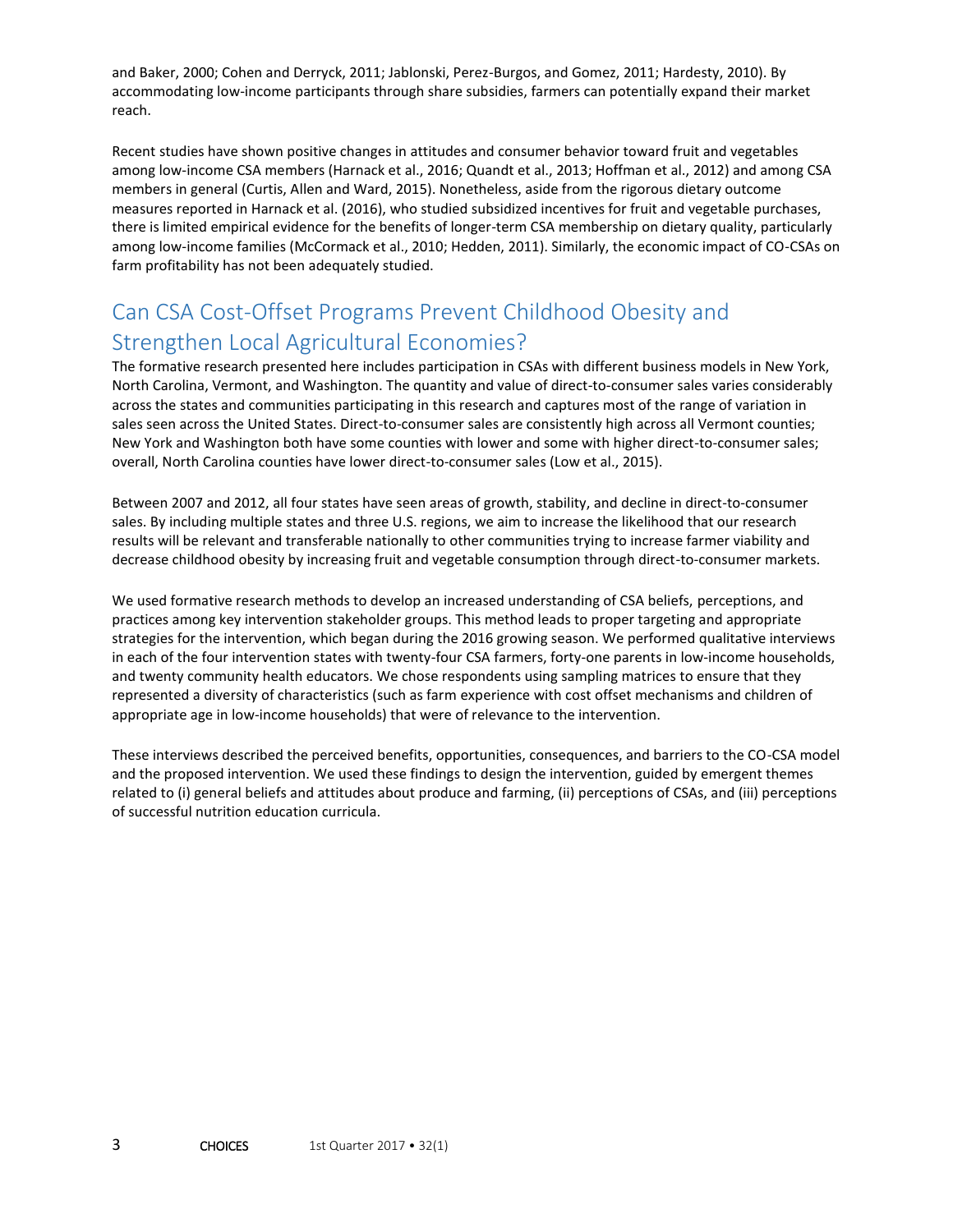and Baker, 2000; Cohen and Derryck, 2011; Jablonski, Perez-Burgos, and Gomez, 2011; Hardesty, 2010). By accommodating low-income participants through share subsidies, farmers can potentially expand their market reach.

Recent studies have shown positive changes in attitudes and consumer behavior toward fruit and vegetables among low-income CSA members (Harnack et al., 2016; Quandt et al., 2013; Hoffman et al., 2012) and among CSA members in general (Curtis, Allen and Ward, 2015). Nonetheless, aside from the rigorous dietary outcome measures reported in Harnack et al. (2016), who studied subsidized incentives for fruit and vegetable purchases, there is limited empirical evidence for the benefits of longer-term CSA membership on dietary quality, particularly among low-income families (McCormack et al., 2010; Hedden, 2011). Similarly, the economic impact of CO-CSAs on farm profitability has not been adequately studied.

## Can CSA Cost-Offset Programs Prevent Childhood Obesity and Strengthen Local Agricultural Economies?

The formative research presented here includes participation in CSAs with different business models in New York, North Carolina, Vermont, and Washington. The quantity and value of direct-to-consumer sales varies considerably across the states and communities participating in this research and captures most of the range of variation in sales seen across the United States. Direct-to-consumer sales are consistently high across all Vermont counties; New York and Washington both have some counties with lower and some with higher direct-to-consumer sales; overall, North Carolina counties have lower direct-to-consumer sales (Low et al., 2015).

Between 2007 and 2012, all four states have seen areas of growth, stability, and decline in direct-to-consumer sales. By including multiple states and three U.S. regions, we aim to increase the likelihood that our research results will be relevant and transferable nationally to other communities trying to increase farmer viability and decrease childhood obesity by increasing fruit and vegetable consumption through direct-to-consumer markets.

We used formative research methods to develop an increased understanding of CSA beliefs, perceptions, and practices among key intervention stakeholder groups. This method leads to proper targeting and appropriate strategies for the intervention, which began during the 2016 growing season. We performed qualitative interviews in each of the four intervention states with twenty-four CSA farmers, forty-one parents in low-income households, and twenty community health educators. We chose respondents using sampling matrices to ensure that they represented a diversity of characteristics (such as farm experience with cost offset mechanisms and children of appropriate age in low-income households) that were of relevance to the intervention.

These interviews described the perceived benefits, opportunities, consequences, and barriers to the CO-CSA model and the proposed intervention. We used these findings to design the intervention, guided by emergent themes related to (i) general beliefs and attitudes about produce and farming, (ii) perceptions of CSAs, and (iii) perceptions of successful nutrition education curricula.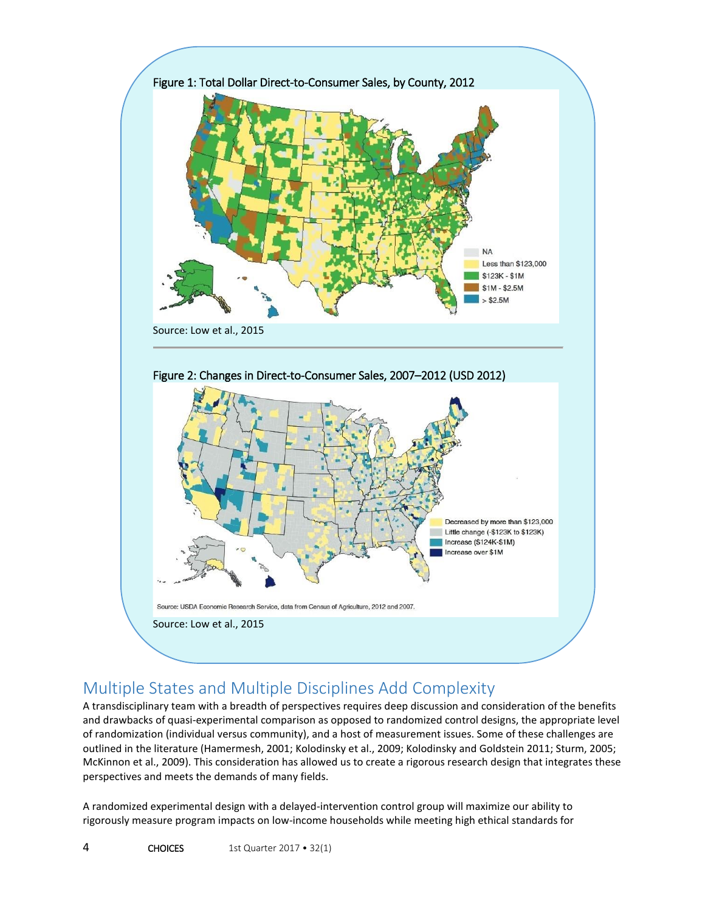Figure 1: Total Dollar Direct-to-Consumer Sales, by County, 2012

Source: Low et al., 2015

Figure 2: Changes in Direct-to-Consumer Sales, 2007–2012 (USD 2012)

Source: Low et al., 2015

## Multiple States and Multiple Disciplines Add Complexity

A transdisciplinary team with a breadth of perspectives requires deep discussion and consideration of the benefits and drawbacks of quasi-experimental comparison as opposed to randomized control designs, the appropriate level of randomization (individual versus community), and a host of measurement issues. Some of these challenges are outlined in the literature (Hamermesh, 2001; Kolodinsky et al., 2009; Kolodinsky and Goldstein 2011; Sturm, 2005; McKinnon et al., 2009). This consideration has allowed us to create a rigorous research design that integrates these perspectives and meets the demands of many fields.

A randomized experimental design with a delayed-intervention control group will maximize our ability to rigorously measure program impacts on low-income households while meeting high ethical standards for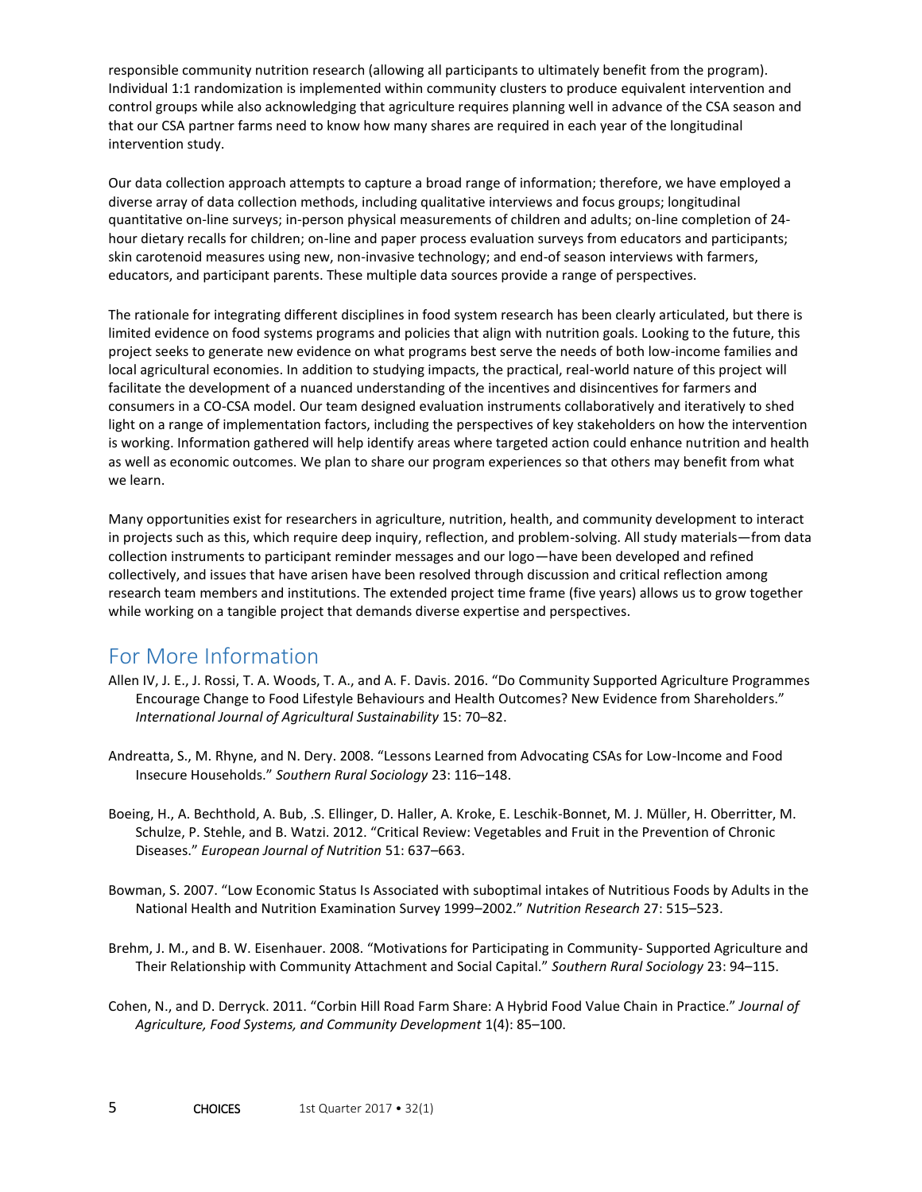responsible community nutrition research (allowing all participants to ultimately benefit from the program). Individual 1:1 randomization is implemented within community clusters to produce equivalent intervention and control groups while also acknowledging that agriculture requires planning well in advance of the CSA season and that our CSA partner farms need to know how many shares are required in each year of the longitudinal intervention study.

Our data collection approach attempts to capture a broad range of information; therefore, we have employed a diverse array of data collection methods, including qualitative interviews and focus groups; longitudinal quantitative on-line surveys; in-person physical measurements of children and adults; on-line completion of 24-hour dietary recalls for children; on-line and paper process evaluation surveys from educators and participants; skin carotenoid measures using new, non-invasive technology; and end-of season interviews with farmers, educators, and participant parents. These multiple data sources provide a range of perspectives.

The rationale for integrating different disciplines in food system research has been clearly articulated, but there is limited evidence on food systems programs and policies that align with nutrition goals. Looking to the future, this project seeks to generate new evidence on what programs best serve the needs of both low-income families and local agricultural economies. In addition to studying impacts, the practical, real-world nature of this project will facilitate the development of a nuanced understanding of the incentives and disincentives for farmers and consumers in a CO-CSA model. Our team designed evaluation instruments collaboratively and iteratively to shed light on a range of implementation factors, including the perspectives of key stakeholders on how the intervention is working. Information gathered will help identify areas where targeted action could enhance nutrition and health as well as economic outcomes. We plan to share our program experiences so that others may benefit from what we learn.

Many opportunities exist for researchers in agriculture, nutrition, health, and community development to interact in projects such as this, which require deep inquiry, reflection, and problem-solving. All study materials—from data collection instruments to participant reminder messages and our logo—have been developed and refined collectively, and issues that have arisen have been resolved through discussion and critical reflection among research team members and institutions. The extended project time frame (five years) allows us to grow together while working on a tangible project that demands diverse expertise and perspectives.

## For More Information

Allen IV, J. E., J. Rossi, T. A. Woods, T. A., and A. F. Davis. 2016. "Do Community Supported Agriculture Programmes Encourage Change to Food Lifestyle Behaviours and Health Outcomes? New Evidence from Shareholders." *International Journal of Agricultural Sustainability* 15: 70–82.

Andreatta, S., M. Rhyne, and N. Dery. 2008. "Lessons Learned from Advocating CSAs for Low-Income and Food Insecure Households." *Southern Rural Sociology* 23: 116–148.

Boeing, H., A. Bechthold, A. Bub, .S. Ellinger, D. Haller, A. Kroke, E. Leschik-Bonnet, M. J. Müller, H. Oberritter, M. Schulze, P. Stehle, and B. Watzi. 2012. "Critical Review: Vegetables and Fruit in the Prevention of Chronic Diseases." *European Journal of Nutrition* 51: 637–663.

Bowman, S. 2007. "Low Economic Status Is Associated with suboptimal intakes of Nutritious Foods by Adults in the National Health and Nutrition Examination Survey 1999–2002." *Nutrition Research* 27: 515–523.

Brehm, J. M., and B. W. Eisenhauer. 2008. "Motivations for Participating in Community- Supported Agriculture and Their Relationship with Community Attachment and Social Capital." *Southern Rural Sociology* 23: 94–115.

Cohen, N., and D. Derryck. 2011. "Corbin Hill Road Farm Share: A Hybrid Food Value Chain in Practice." *Journal of Agriculture, Food Systems, and Community Development* 1(4): 85–100.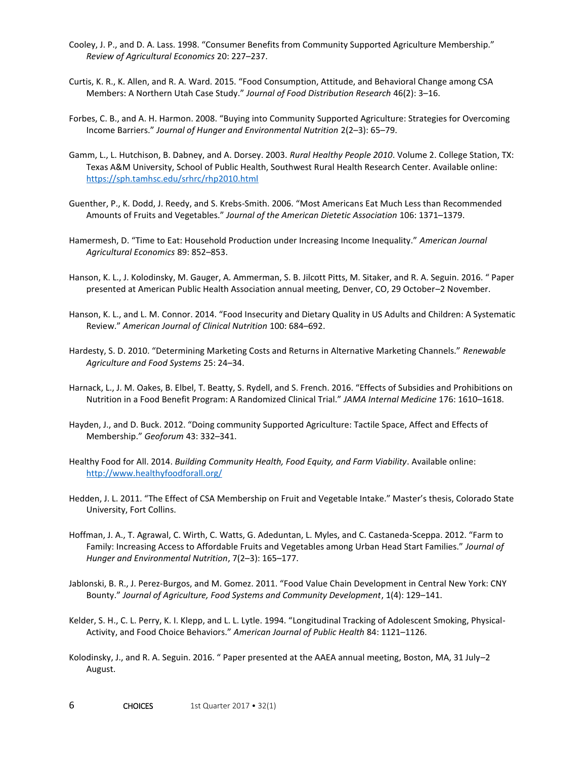Cooley, J. P., and D. A. Lass. 1998. "Consumer Benefits from Community Supported Agriculture Membership." *Review of Agricultural Economics* 20: 227–237.

Curtis, K. R., K. Allen, and R. A. Ward. 2015. "Food Consumption, Attitude, and Behavioral Change among CSA Members: A Northern Utah Case Study." *Journal of Food Distribution Research* 46(2): 3–16.

Forbes, C. B., and A. H. Harmon. 2008. "Buying into Community Supported Agriculture: Strategies for Overcoming Income Barriers." *Journal of Hunger and Environmental Nutrition* 2(2–3): 65–79.

Gamm, L., L. Hutchison, B. Dabney, and A. Dorsey. 2003. *Rural Healthy People 2010*. Volume 2. College Station, TX: Texas A&M University, School of Public Health, Southwest Rural Health Research Center. Available online: https://sph.tamhsc.edu/srhrc/rhp2010.html

Guenther, P., K. Dodd, J. Reedy, and S. Krebs-Smith. 2006. "Most Americans Eat Much Less than Recommended Amounts of Fruits and Vegetables." *Journal of the American Dietetic Association* 106: 1371–1379.

Hamermesh, D. "Time to Eat: Household Production under Increasing Income Inequality." *American Journal Agricultural Economics* 89: 852–853.

Hanson, K. L., J. Kolodinsky, M. Gauger, A. Ammerman, S. B. Jilcott Pitts, M. Sitaker, and R. A. Seguin. 2016. " Paper presented at American Public Health Association annual meeting, Denver, CO, 29 October–2 November.

Hanson, K. L., and L. M. Connor. 2014. "Food Insecurity and Dietary Quality in US Adults and Children: A Systematic Review." *American Journal of Clinical Nutrition* 100: 684–692.

Hardesty, S. D. 2010. "Determining Marketing Costs and Returns in Alternative Marketing Channels." *Renewable Agriculture and Food Systems* 25: 24–34.

Harnack, L., J. M. Oakes, B. Elbel, T. Beatty, S. Rydell, and S. French. 2016. "Effects of Subsidies and Prohibitions on Nutrition in a Food Benefit Program: A Randomized Clinical Trial." *JAMA Internal Medicine* 176: 1610–1618.

Hayden, J., and D. Buck. 2012. "Doing community Supported Agriculture: Tactile Space, Affect and Effects of Membership." *Geoforum* 43: 332–341.

Healthy Food for All. 2014. *Building Community Health, Food Equity, and Farm Viability*. Available online: http://www.healthyfoodforall.org/

Hedden, J. L. 2011. "The Effect of CSA Membership on Fruit and Vegetable Intake." Master's thesis, Colorado State University, Fort Collins.

Hoffman, J. A., T. Agrawal, C. Wirth, C. Watts, G. Adeduntan, L. Myles, and C. Castaneda-Sceppa. 2012. "Farm to Family: Increasing Access to Affordable Fruits and Vegetables among Urban Head Start Families." *Journal of Hunger and Environmental Nutrition*, 7(2–3): 165–177.

Jablonski, B. R., J. Perez-Burgos, and M. Gomez. 2011. "Food Value Chain Development in Central New York: CNY Bounty." *Journal of Agriculture, Food Systems and Community Development*, 1(4): 129–141.

Kelder, S. H., C. L. Perry, K. I. Klepp, and L. L. Lytle. 1994. "Longitudinal Tracking of Adolescent Smoking, Physical-Activity, and Food Choice Behaviors." *American Journal of Public Health* 84: 1121–1126.

Kolodinsky, J., and R. A. Seguin. 2016. " Paper presented at the AAEA annual meeting, Boston, MA, 31 July–2 August.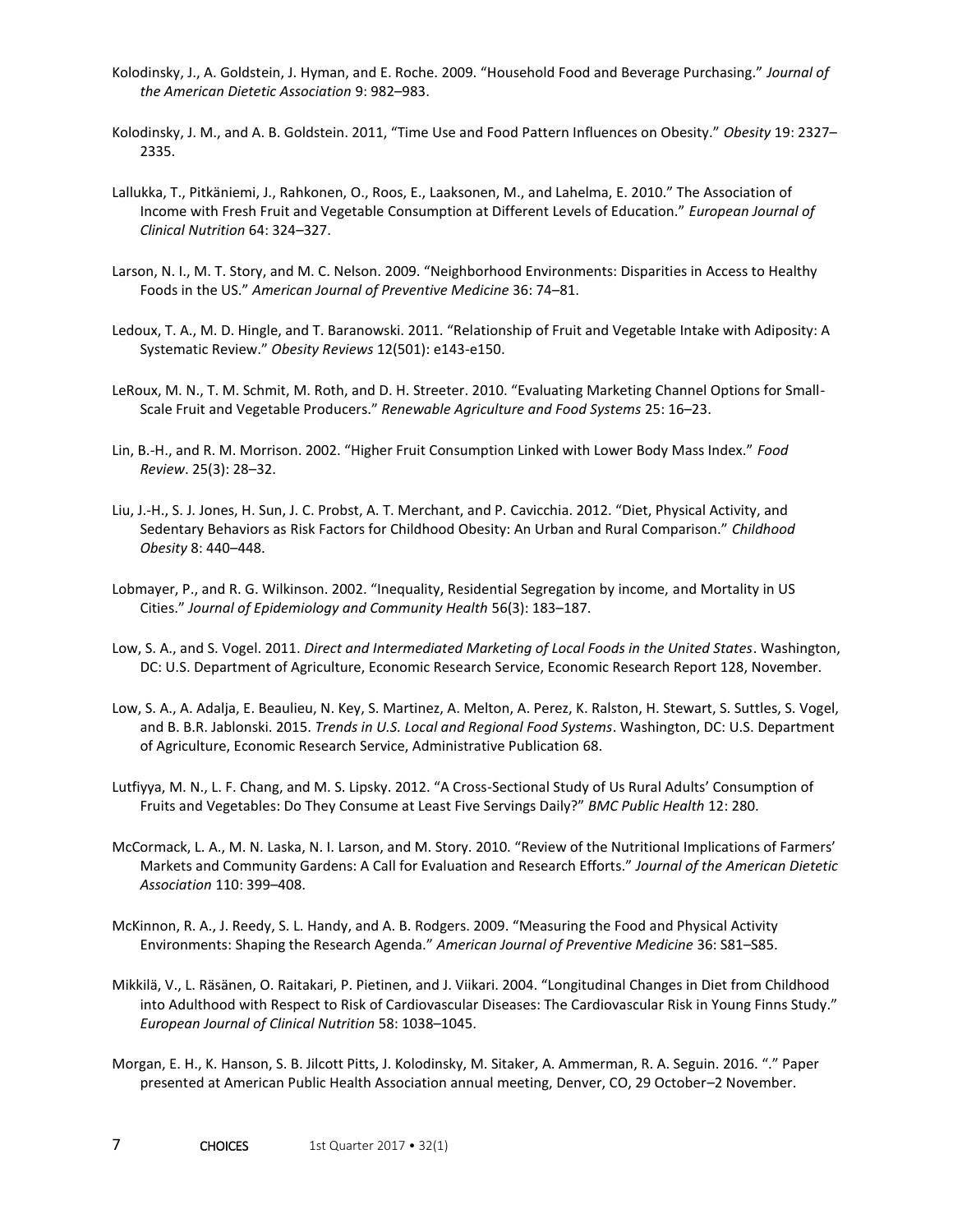Kolodinsky, J., A. Goldstein, J. Hyman, and E. Roche. 2009. "Household Food and Beverage Purchasing." *Journal of the American Dietetic Association* 9: 982–983.

Kolodinsky, J. M., and A. B. Goldstein. 2011, "Time Use and Food Pattern Influences on Obesity." *Obesity* 19: 2327–2335.

Lallukka, T., Pitkäniemi, J., Rahkonen, O., Roos, E., Laaksonen, M., and Lahelma, E. 2010." The Association of Income with Fresh Fruit and Vegetable Consumption at Different Levels of Education." *European Journal of Clinical Nutrition* 64: 324–327.

Larson, N. I., M. T. Story, and M. C. Nelson. 2009. "Neighborhood Environments: Disparities in Access to Healthy Foods in the US." *American Journal of Preventive Medicine* 36: 74–81.

Ledoux, T. A., M. D. Hingle, and T. Baranowski. 2011. "Relationship of Fruit and Vegetable Intake with Adiposity: A Systematic Review." *Obesity Reviews* 12(501): e143-e150.

LeRoux, M. N., T. M. Schmit, M. Roth, and D. H. Streeter. 2010. "Evaluating Marketing Channel Options for Small-Scale Fruit and Vegetable Producers." *Renewable Agriculture and Food Systems* 25: 16–23.

Lin, B.-H., and R. M. Morrison. 2002. "Higher Fruit Consumption Linked with Lower Body Mass Index." *Food Review*. 25(3): 28–32.

Liu, J.-H., S. J. Jones, H. Sun, J. C. Probst, A. T. Merchant, and P. Cavicchia. 2012. "Diet, Physical Activity, and Sedentary Behaviors as Risk Factors for Childhood Obesity: An Urban and Rural Comparison." *Childhood Obesity* 8: 440–448.

Lobmayer, P., and R. G. Wilkinson. 2002. "Inequality, Residential Segregation by income, and Mortality in US Cities." *Journal of Epidemiology and Community Health* 56(3): 183–187.

Low, S. A., and S. Vogel. 2011. *Direct and Intermediated Marketing of Local Foods in the United States*. Washington, DC: U.S. Department of Agriculture, Economic Research Service, Economic Research Report 128, November.

Low, S. A., A. Adalja, E. Beaulieu, N. Key, S. Martinez, A. Melton, A. Perez, K. Ralston, H. Stewart, S. Suttles, S. Vogel, and B. B.R. Jablonski. 2015. *Trends in U.S. Local and Regional Food Systems*. Washington, DC: U.S. Department of Agriculture, Economic Research Service, Administrative Publication 68.

Lutfiyya, M. N., L. F. Chang, and M. S. Lipsky. 2012. "A Cross-Sectional Study of Us Rural Adults' Consumption of Fruits and Vegetables: Do They Consume at Least Five Servings Daily?" *BMC Public Health* 12: 280.

McCormack, L. A., M. N. Laska, N. I. Larson, and M. Story. 2010. "Review of the Nutritional Implications of Farmers' Markets and Community Gardens: A Call for Evaluation and Research Efforts." *Journal of the American Dietetic Association* 110: 399–408.

McKinnon, R. A., J. Reedy, S. L. Handy, and A. B. Rodgers. 2009. "Measuring the Food and Physical Activity Environments: Shaping the Research Agenda." *American Journal of Preventive Medicine* 36: S81–S85.

Mikkilä, V., L. Räsänen, O. Raitakari, P. Pietinen, and J. Viikari. 2004. "Longitudinal Changes in Diet from Childhood into Adulthood with Respect to Risk of Cardiovascular Diseases: The Cardiovascular Risk in Young Finns Study." *European Journal of Clinical Nutrition* 58: 1038–1045.

Morgan, E. H., K. Hanson, S. B. Jilcott Pitts, J. Kolodinsky, M. Sitaker, A. Ammerman, R. A. Seguin. 2016. "." Paper presented at American Public Health Association annual meeting, Denver, CO, 29 October–2 November.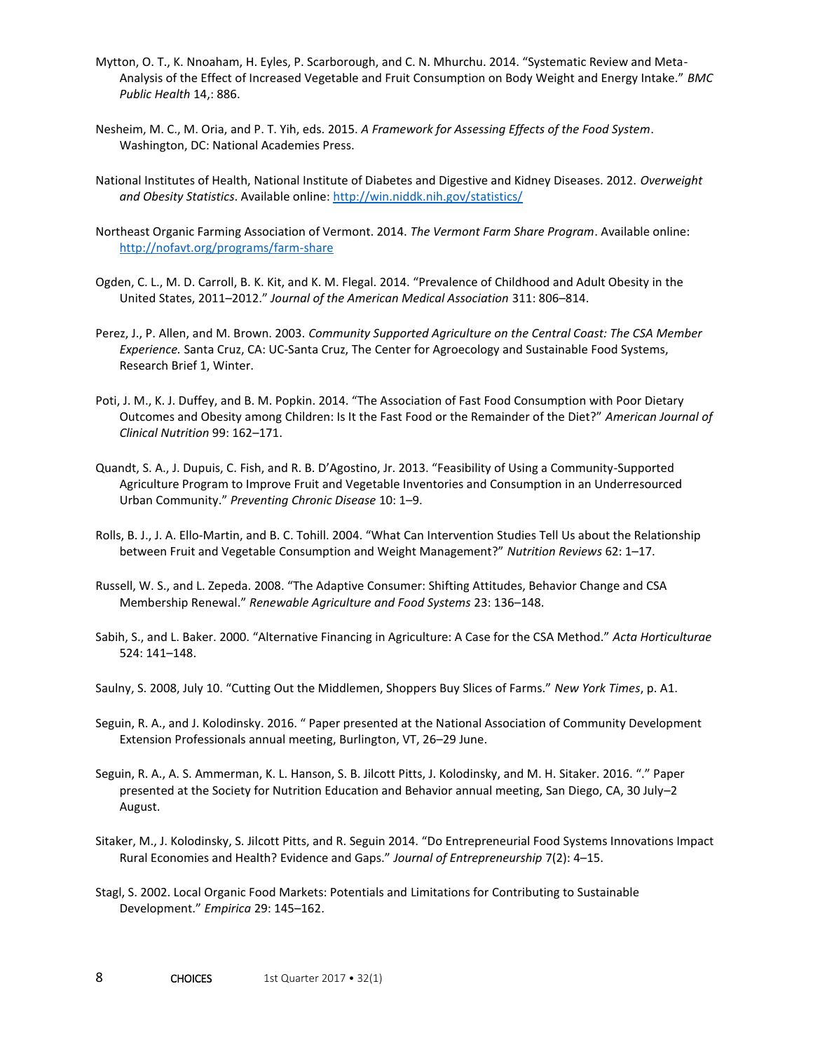Mytton, O. T., K. Nnoaham, H. Eyles, P. Scarborough, and C. N. Mhurchu. 2014. "Systematic Review and Meta-Analysis of the Effect of Increased Vegetable and Fruit Consumption on Body Weight and Energy Intake." *BMC Public Health* 14,: 886.

Nesheim, M. C., M. Oria, and P. T. Yih, eds. 2015. *A Framework for Assessing Effects of the Food System*. Washington, DC: National Academies Press.

National Institutes of Health, National Institute of Diabetes and Digestive and Kidney Diseases. 2012. *Overweight and Obesity Statistics*. Available online: http://win.niddk.nih.gov/statistics/

Northeast Organic Farming Association of Vermont. 2014. *The Vermont Farm Share Program*. Available online: http://nofavt.org/programs/farm-share

Ogden, C. L., M. D. Carroll, B. K. Kit, and K. M. Flegal. 2014. "Prevalence of Childhood and Adult Obesity in the United States, 2011–2012." *Journal of the American Medical Association* 311: 806–814.

Perez, J., P. Allen, and M. Brown. 2003. *Community Supported Agriculture on the Central Coast: The CSA Member Experience.* Santa Cruz, CA: UC-Santa Cruz, The Center for Agroecology and Sustainable Food Systems, Research Brief 1, Winter.

Poti, J. M., K. J. Duffey, and B. M. Popkin. 2014. "The Association of Fast Food Consumption with Poor Dietary Outcomes and Obesity among Children: Is It the Fast Food or the Remainder of the Diet?" *American Journal of Clinical Nutrition* 99: 162–171.

Quandt, S. A., J. Dupuis, C. Fish, and R. B. D'Agostino, Jr. 2013. "Feasibility of Using a Community-Supported Agriculture Program to Improve Fruit and Vegetable Inventories and Consumption in an Underresourced Urban Community." *Preventing Chronic Disease* 10: 1–9.

Rolls, B. J., J. A. Ello-Martin, and B. C. Tohill. 2004. "What Can Intervention Studies Tell Us about the Relationship between Fruit and Vegetable Consumption and Weight Management?" *Nutrition Reviews* 62: 1–17.

Russell, W. S., and L. Zepeda. 2008. "The Adaptive Consumer: Shifting Attitudes, Behavior Change and CSA Membership Renewal." *Renewable Agriculture and Food Systems* 23: 136–148.

Sabih, S., and L. Baker. 2000. "Alternative Financing in Agriculture: A Case for the CSA Method." *Acta Horticulturae* 524: 141–148.

Saulny, S. 2008, July 10. "Cutting Out the Middlemen, Shoppers Buy Slices of Farms." *New York Times*, p. A1.

Seguin, R. A., and J. Kolodinsky. 2016. " Paper presented at the National Association of Community Development Extension Professionals annual meeting, Burlington, VT, 26–29 June.

Seguin, R. A., A. S. Ammerman, K. L. Hanson, S. B. Jilcott Pitts, J. Kolodinsky, and M. H. Sitaker. 2016. "." Paper presented at the Society for Nutrition Education and Behavior annual meeting, San Diego, CA, 30 July–2 August.

Sitaker, M., J. Kolodinsky, S. Jilcott Pitts, and R. Seguin 2014. "Do Entrepreneurial Food Systems Innovations Impact Rural Economies and Health? Evidence and Gaps." *Journal of Entrepreneurship* 7(2): 4–15.

Stagl, S. 2002. Local Organic Food Markets: Potentials and Limitations for Contributing to Sustainable Development." *Empirica* 29: 145–162.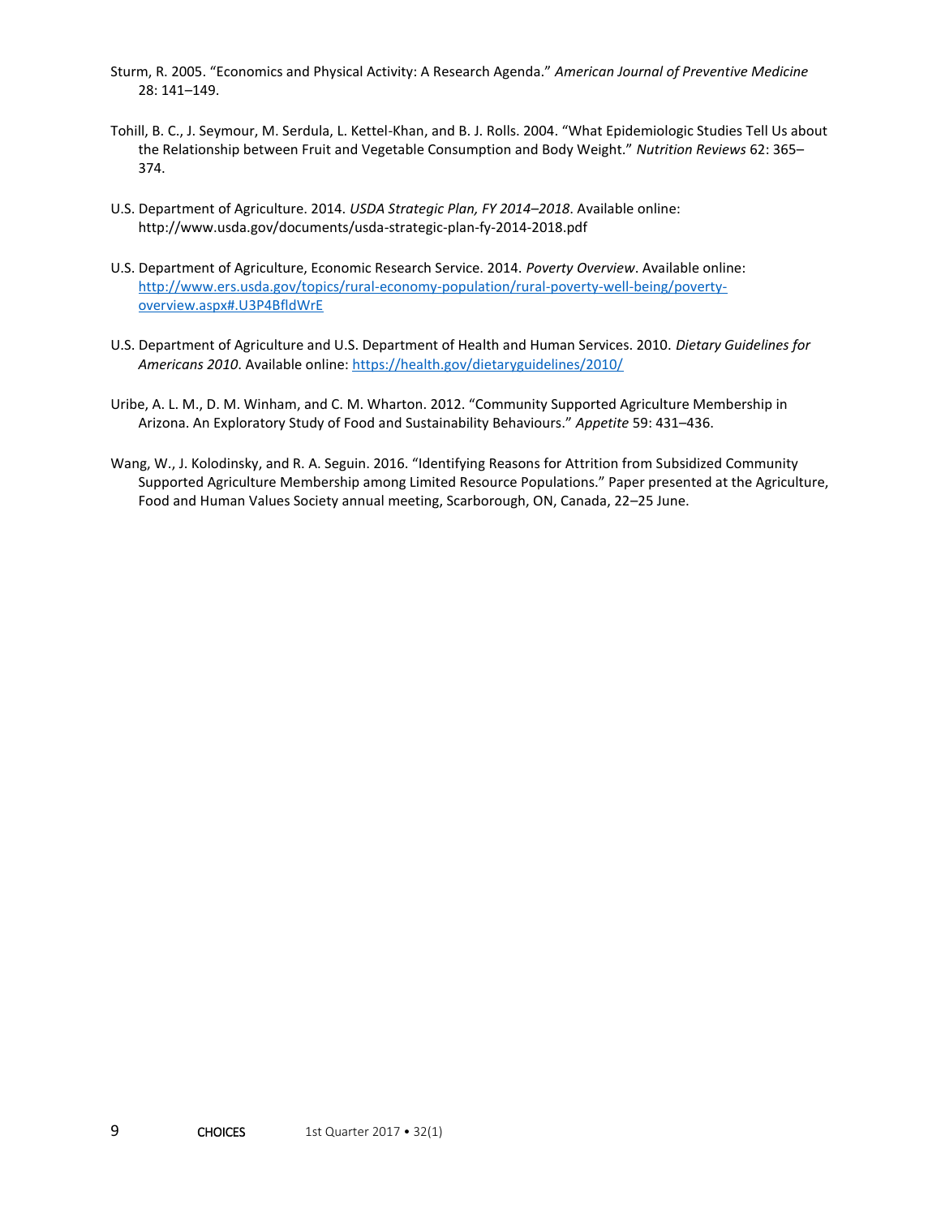Sturm, R. 2005. "Economics and Physical Activity: A Research Agenda." *American Journal of Preventive Medicine* 28: 141–149.

Tohill, B. C., J. Seymour, M. Serdula, L. Kettel-Khan, and B. J. Rolls. 2004. "What Epidemiologic Studies Tell Us about the Relationship between Fruit and Vegetable Consumption and Body Weight." *Nutrition Reviews* 62: 365–374.

U.S. Department of Agriculture. 2014. *USDA Strategic Plan, FY 2014–2018*. Available online: http://www.usda.gov/documents/usda-strategic-plan-fy-2014-2018.pdf

U.S. Department of Agriculture, Economic Research Service. 2014. *Poverty Overview*. Available online: http://www.ers.usda.gov/topics/rural-economy-population/rural-poverty-well-being/poverty-overview.aspx#.U3P4BfldWrE

U.S. Department of Agriculture and U.S. Department of Health and Human Services. 2010. *Dietary Guidelines for Americans 2010*. Available online: https://health.gov/dietaryguidelines/2010/

Uribe, A. L. M., D. M. Winham, and C. M. Wharton. 2012. "Community Supported Agriculture Membership in Arizona. An Exploratory Study of Food and Sustainability Behaviours." *Appetite* 59: 431–436.

Wang, W., J. Kolodinsky, and R. A. Seguin. 2016. "Identifying Reasons for Attrition from Subsidized Community Supported Agriculture Membership among Limited Resource Populations." Paper presented at the Agriculture, Food and Human Values Society annual meeting, Scarborough, ON, Canada, 22–25 June.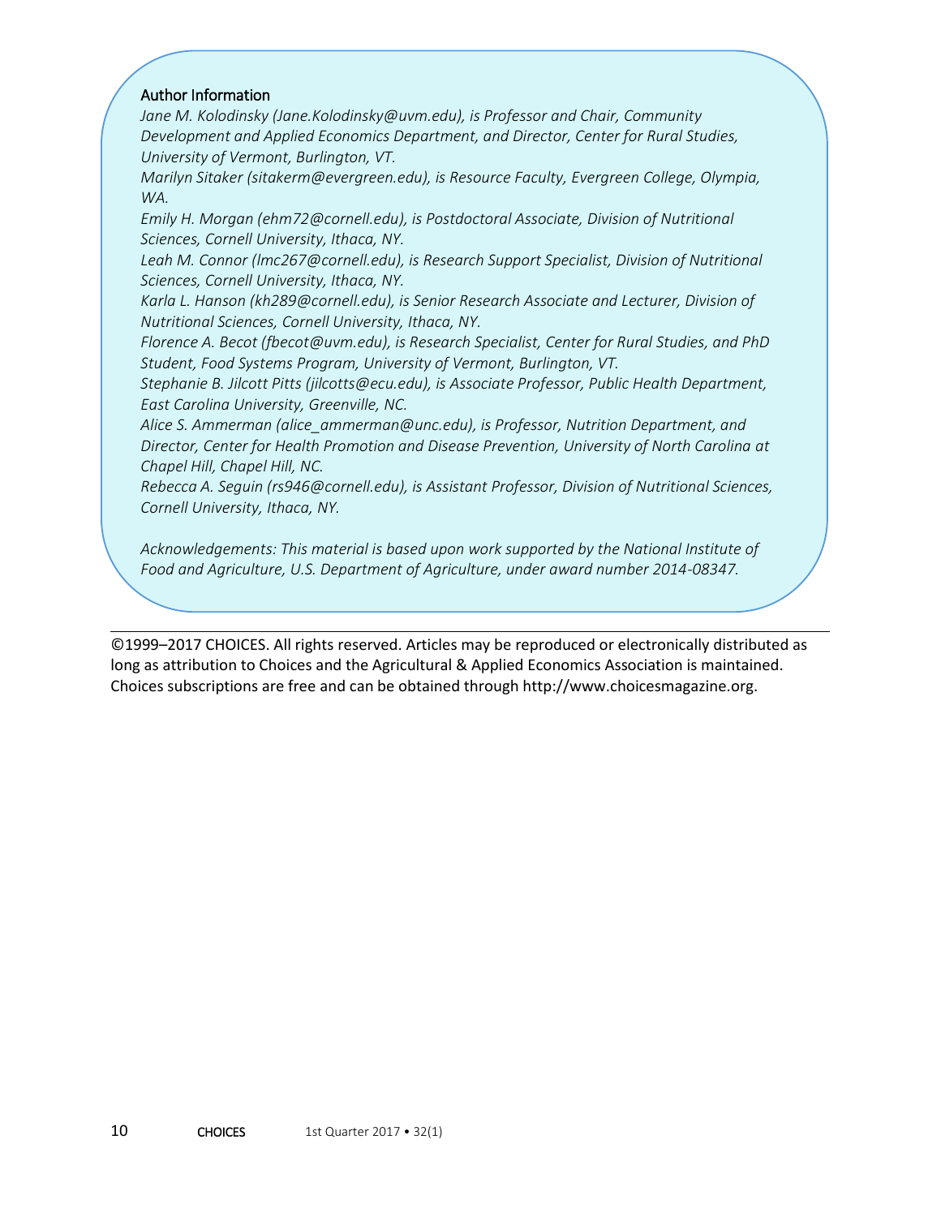## Author Information

*Jane M. Kolodinsky (Jane.Kolodinsky@uvm.edu), is Professor and Chair, Community Development and Applied Economics Department, and Director, Center for Rural Studies, University of Vermont, Burlington, VT.*

*Marilyn Sitaker (sitakerm@evergreen.edu), is Resource Faculty, Evergreen College, Olympia, WA.*

*Emily H. Morgan (ehm72@cornell.edu), is Postdoctoral Associate, Division of Nutritional Sciences, Cornell University, Ithaca, NY.*

*Leah M. Connor (lmc267@cornell.edu), is Research Support Specialist, Division of Nutritional Sciences, Cornell University, Ithaca, NY.*

*Karla L. Hanson (kh289@cornell.edu), is Senior Research Associate and Lecturer, Division of Nutritional Sciences, Cornell University, Ithaca, NY.*

*Florence A. Becot (fbecot@uvm.edu), is Research Specialist, Center for Rural Studies, and PhD Student, Food Systems Program, University of Vermont, Burlington, VT.*

*Stephanie B. Jilcott Pitts (jilcotts@ecu.edu), is Associate Professor, Public Health Department, East Carolina University, Greenville, NC.*

*Alice S. Ammerman (alice_ammerman@unc.edu), is Professor, Nutrition Department, and Director, Center for Health Promotion and Disease Prevention, University of North Carolina at Chapel Hill, Chapel Hill, NC.*

*Rebecca A. Seguin (rs946@cornell.edu), is Assistant Professor, Division of Nutritional Sciences, Cornell University, Ithaca, NY.*

*Acknowledgements: This material is based upon work supported by the National Institute of Food and Agriculture, U.S. Department of Agriculture, under award number 2014-08347.*

---

©1999–2017 CHOICES. All rights reserved. Articles may be reproduced or electronically distributed as long as attribution to Choices and the Agricultural & Applied Economics Association is maintained. Choices subscriptions are free and can be obtained through http://www.choicesmagazine.org.